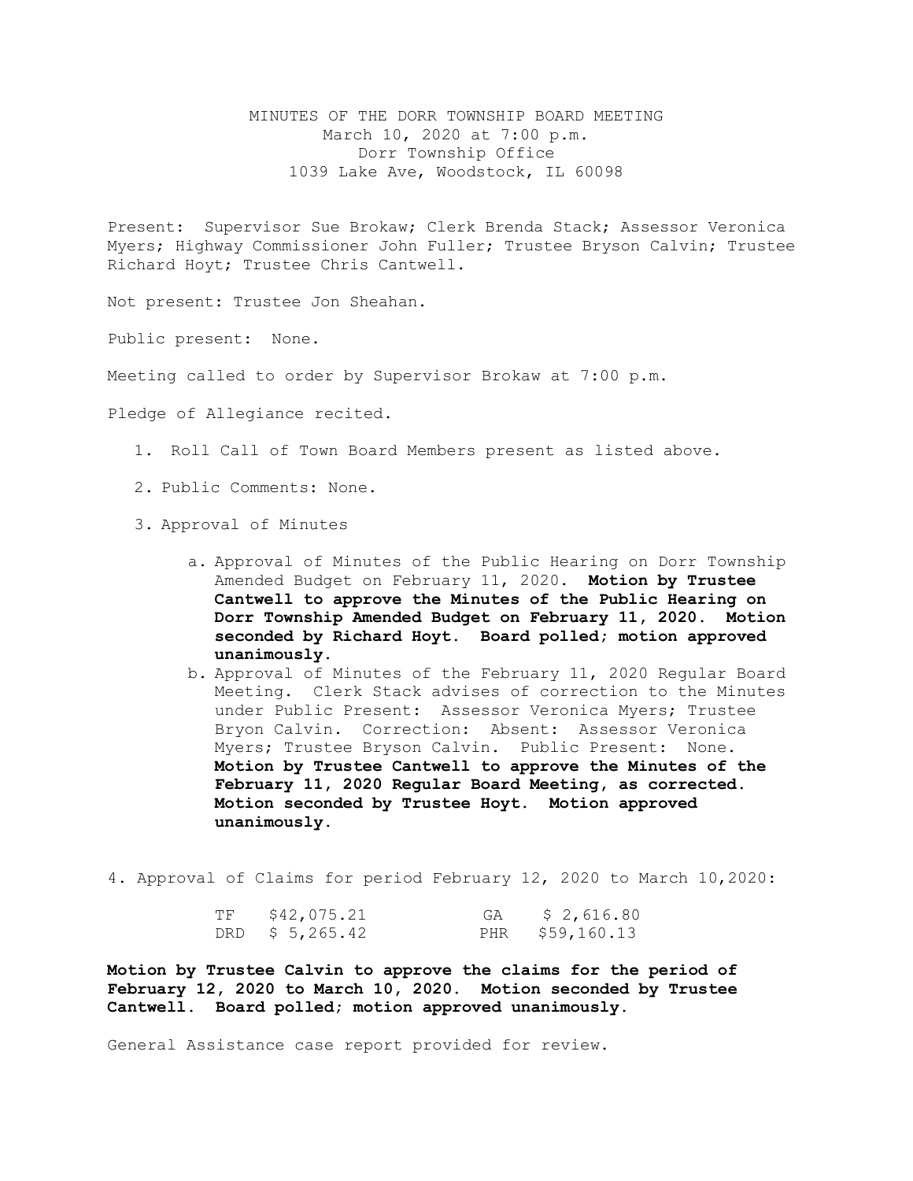# MINUTES OF THE DORR TOWNSHIP BOARD MEETING

March 10, 2020 at 7:00 p.m.
Dorr Township Office
1039 Lake Ave, Woodstock, IL 60098

Present: Supervisor Sue Brokaw; Clerk Brenda Stack; Assessor Veronica Myers; Highway Commissioner John Fuller; Trustee Bryson Calvin; Trustee Richard Hoyt; Trustee Chris Cantwell.

Not present: Trustee Jon Sheahan.

Public present: None.

Meeting called to order by Supervisor Brokaw at 7:00 p.m.

Pledge of Allegiance recited.

1. Roll Call of Town Board Members present as listed above.
2. Public Comments: None.
3. Approval of Minutes
   a. Approval of Minutes of the Public Hearing on Dorr Township Amended Budget on February 11, 2020. **Motion by Trustee Cantwell to approve the Minutes of the Public Hearing on Dorr Township Amended Budget on February 11, 2020. Motion seconded by Richard Hoyt. Board polled; motion approved unanimously.**
   b. Approval of Minutes of the February 11, 2020 Regular Board Meeting. Clerk Stack advises of correction to the Minutes under Public Present: Assessor Veronica Myers; Trustee Bryon Calvin. Correction: Absent: Assessor Veronica Myers; Trustee Bryson Calvin. Public Present: None. **Motion by Trustee Cantwell to approve the Minutes of the February 11, 2020 Regular Board Meeting, as corrected. Motion seconded by Trustee Hoyt. Motion approved unanimously.**

4. Approval of Claims for period February 12, 2020 to March 10,2020:

| | | | |
|---|---|---|---|
| TF | $42,075.21 | GA | $ 2,616.80 |
| DRD | $ 5,265.42 | PHR | $59,160.13 |

**Motion by Trustee Calvin to approve the claims for the period of February 12, 2020 to March 10, 2020. Motion seconded by Trustee Cantwell. Board polled; motion approved unanimously.**

General Assistance case report provided for review.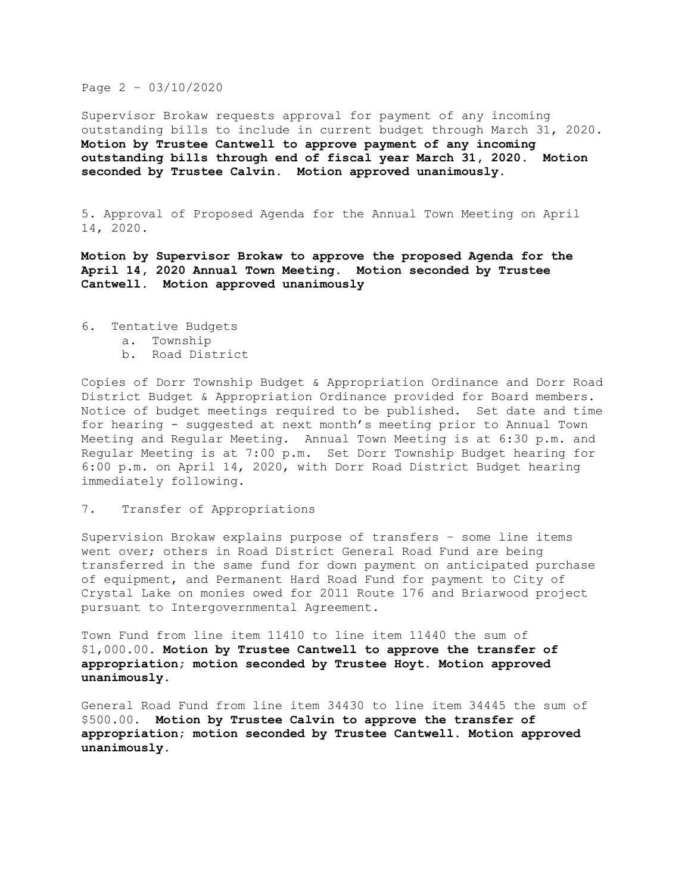Page 2 – 03/10/2020

Supervisor Brokaw requests approval for payment of any incoming outstanding bills to include in current budget through March 31, 2020. **Motion by Trustee Cantwell to approve payment of any incoming outstanding bills through end of fiscal year March 31, 2020. Motion seconded by Trustee Calvin. Motion approved unanimously.**

5. Approval of Proposed Agenda for the Annual Town Meeting on April 14, 2020.

**Motion by Supervisor Brokaw to approve the proposed Agenda for the April 14, 2020 Annual Town Meeting. Motion seconded by Trustee Cantwell. Motion approved unanimously**

6. Tentative Budgets
   a. Township
   b. Road District

Copies of Dorr Township Budget & Appropriation Ordinance and Dorr Road District Budget & Appropriation Ordinance provided for Board members. Notice of budget meetings required to be published. Set date and time for hearing - suggested at next month's meeting prior to Annual Town Meeting and Regular Meeting. Annual Town Meeting is at 6:30 p.m. and Regular Meeting is at 7:00 p.m. Set Dorr Township Budget hearing for 6:00 p.m. on April 14, 2020, with Dorr Road District Budget hearing immediately following.

7. Transfer of Appropriations

Supervision Brokaw explains purpose of transfers – some line items went over; others in Road District General Road Fund are being transferred in the same fund for down payment on anticipated purchase of equipment, and Permanent Hard Road Fund for payment to City of Crystal Lake on monies owed for 2011 Route 176 and Briarwood project pursuant to Intergovernmental Agreement.

Town Fund from line item 11410 to line item 11440 the sum of $1,000.00. **Motion by Trustee Cantwell to approve the transfer of appropriation; motion seconded by Trustee Hoyt. Motion approved unanimously.**

General Road Fund from line item 34430 to line item 34445 the sum of $500.00. **Motion by Trustee Calvin to approve the transfer of appropriation; motion seconded by Trustee Cantwell. Motion approved unanimously.**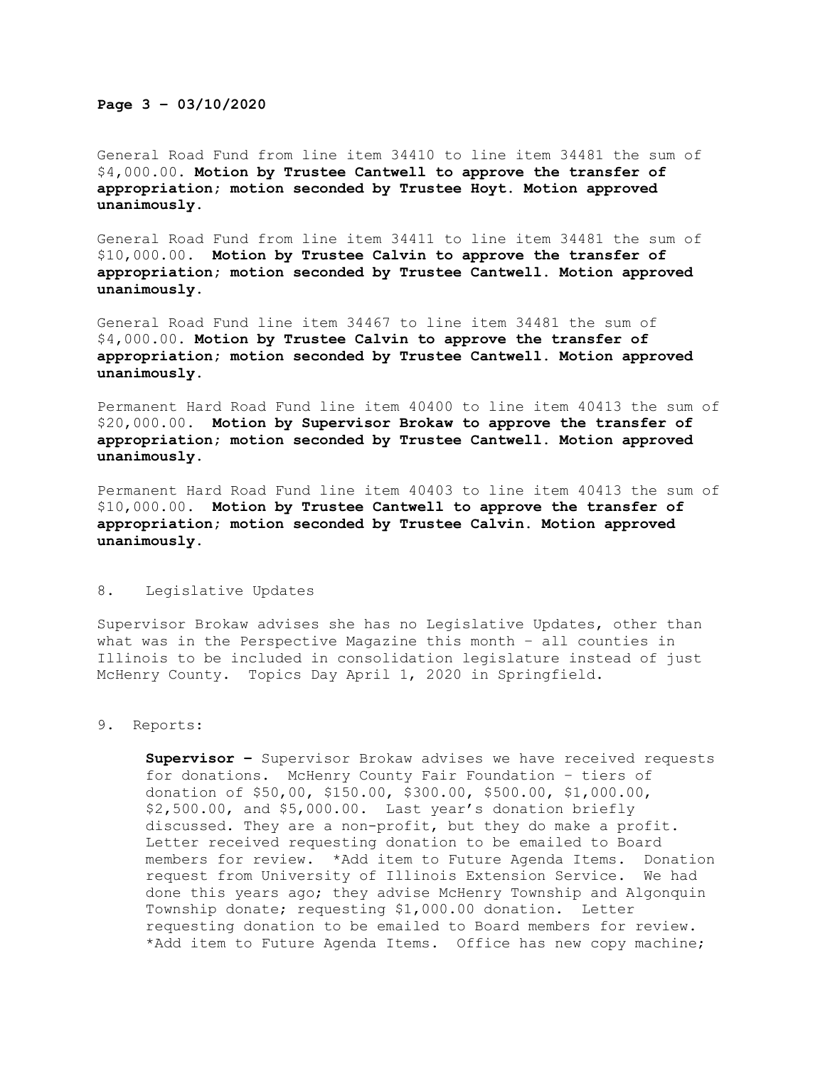General Road Fund from line item 34410 to line item 34481 the sum of $4,000.00. **Motion by Trustee Cantwell to approve the transfer of appropriation; motion seconded by Trustee Hoyt. Motion approved unanimously.**

General Road Fund from line item 34411 to line item 34481 the sum of $10,000.00. **Motion by Trustee Calvin to approve the transfer of appropriation; motion seconded by Trustee Cantwell. Motion approved unanimously.**

General Road Fund line item 34467 to line item 34481 the sum of $4,000.00. **Motion by Trustee Calvin to approve the transfer of appropriation; motion seconded by Trustee Cantwell. Motion approved unanimously.**

Permanent Hard Road Fund line item 40400 to line item 40413 the sum of $20,000.00. **Motion by Supervisor Brokaw to approve the transfer of appropriation; motion seconded by Trustee Cantwell. Motion approved unanimously.**

Permanent Hard Road Fund line item 40403 to line item 40413 the sum of $10,000.00. **Motion by Trustee Cantwell to approve the transfer of appropriation; motion seconded by Trustee Calvin. Motion approved unanimously.**

8. Legislative Updates

Supervisor Brokaw advises she has no Legislative Updates, other than what was in the Perspective Magazine this month – all counties in Illinois to be included in consolidation legislature instead of just McHenry County. Topics Day April 1, 2020 in Springfield.

9. Reports:

**Supervisor –** Supervisor Brokaw advises we have received requests for donations. McHenry County Fair Foundation – tiers of donation of $50,00, $150.00, $300.00, $500.00, $1,000.00, $2,500.00, and $5,000.00. Last year's donation briefly discussed. They are a non-profit, but they do make a profit. Letter received requesting donation to be emailed to Board members for review. *Add item to Future Agenda Items. Donation request from University of Illinois Extension Service. We had done this years ago; they advise McHenry Township and Algonquin Township donate; requesting $1,000.00 donation. Letter requesting donation to be emailed to Board members for review. *Add item to Future Agenda Items. Office has new copy machine;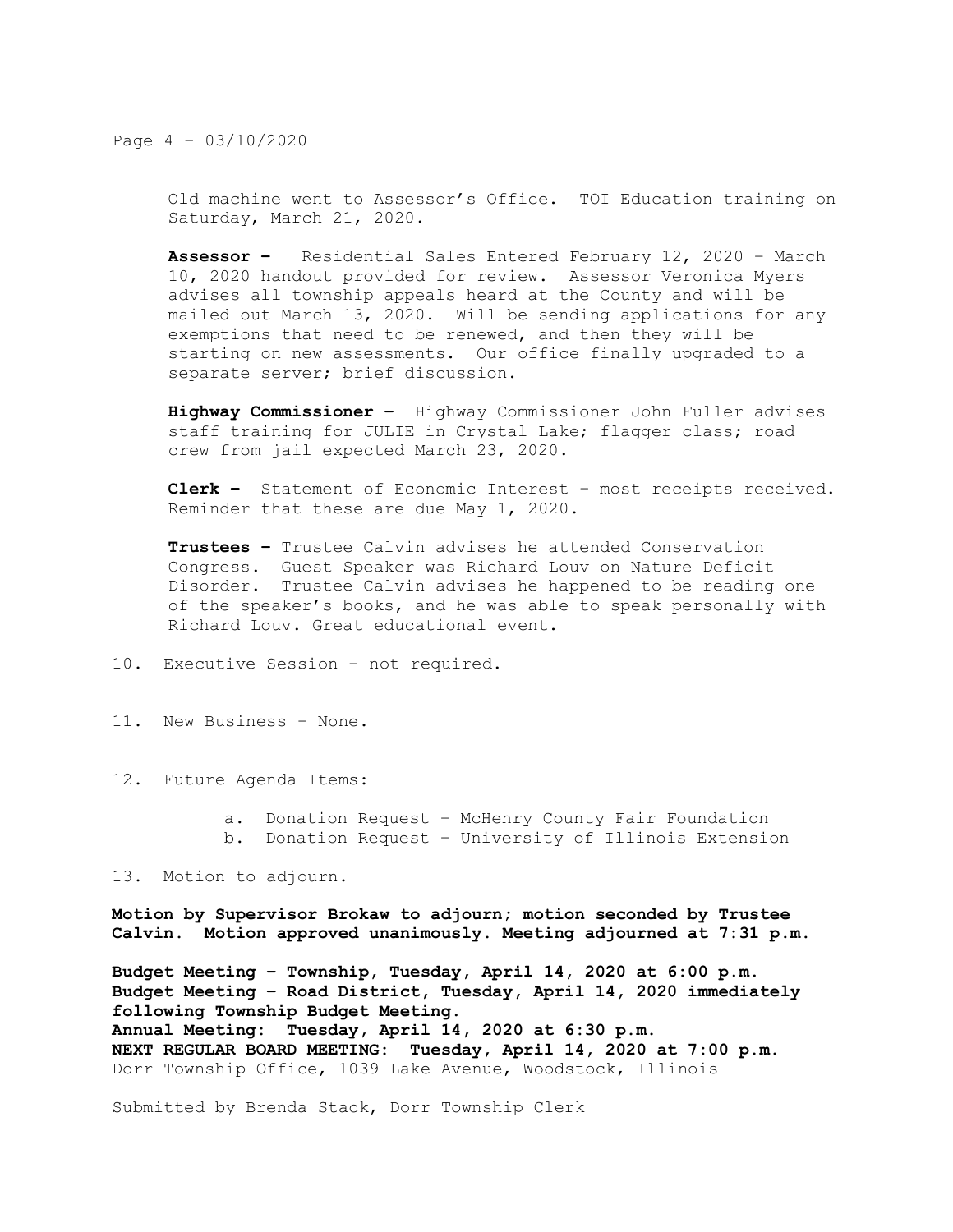Old machine went to Assessor's Office. TOI Education training on Saturday, March 21, 2020.

**Assessor –** Residential Sales Entered February 12, 2020 – March 10, 2020 handout provided for review. Assessor Veronica Myers advises all township appeals heard at the County and will be mailed out March 13, 2020. Will be sending applications for any exemptions that need to be renewed, and then they will be starting on new assessments. Our office finally upgraded to a separate server; brief discussion.

**Highway Commissioner –** Highway Commissioner John Fuller advises staff training for JULIE in Crystal Lake; flagger class; road crew from jail expected March 23, 2020.

**Clerk –** Statement of Economic Interest – most receipts received. Reminder that these are due May 1, 2020.

**Trustees –** Trustee Calvin advises he attended Conservation Congress. Guest Speaker was Richard Louv on Nature Deficit Disorder. Trustee Calvin advises he happened to be reading one of the speaker's books, and he was able to speak personally with Richard Louv. Great educational event.

10. Executive Session – not required.

11. New Business – None.

12. Future Agenda Items:

    a. Donation Request – McHenry County Fair Foundation
    b. Donation Request – University of Illinois Extension

13. Motion to adjourn.

**Motion by Supervisor Brokaw to adjourn; motion seconded by Trustee Calvin. Motion approved unanimously. Meeting adjourned at 7:31 p.m.**

**Budget Meeting – Township, Tuesday, April 14, 2020 at 6:00 p.m.**
**Budget Meeting – Road District, Tuesday, April 14, 2020 immediately following Township Budget Meeting.**
**Annual Meeting: Tuesday, April 14, 2020 at 6:30 p.m.**
**NEXT REGULAR BOARD MEETING: Tuesday, April 14, 2020 at 7:00 p.m.**
Dorr Township Office, 1039 Lake Avenue, Woodstock, Illinois

Submitted by Brenda Stack, Dorr Township Clerk